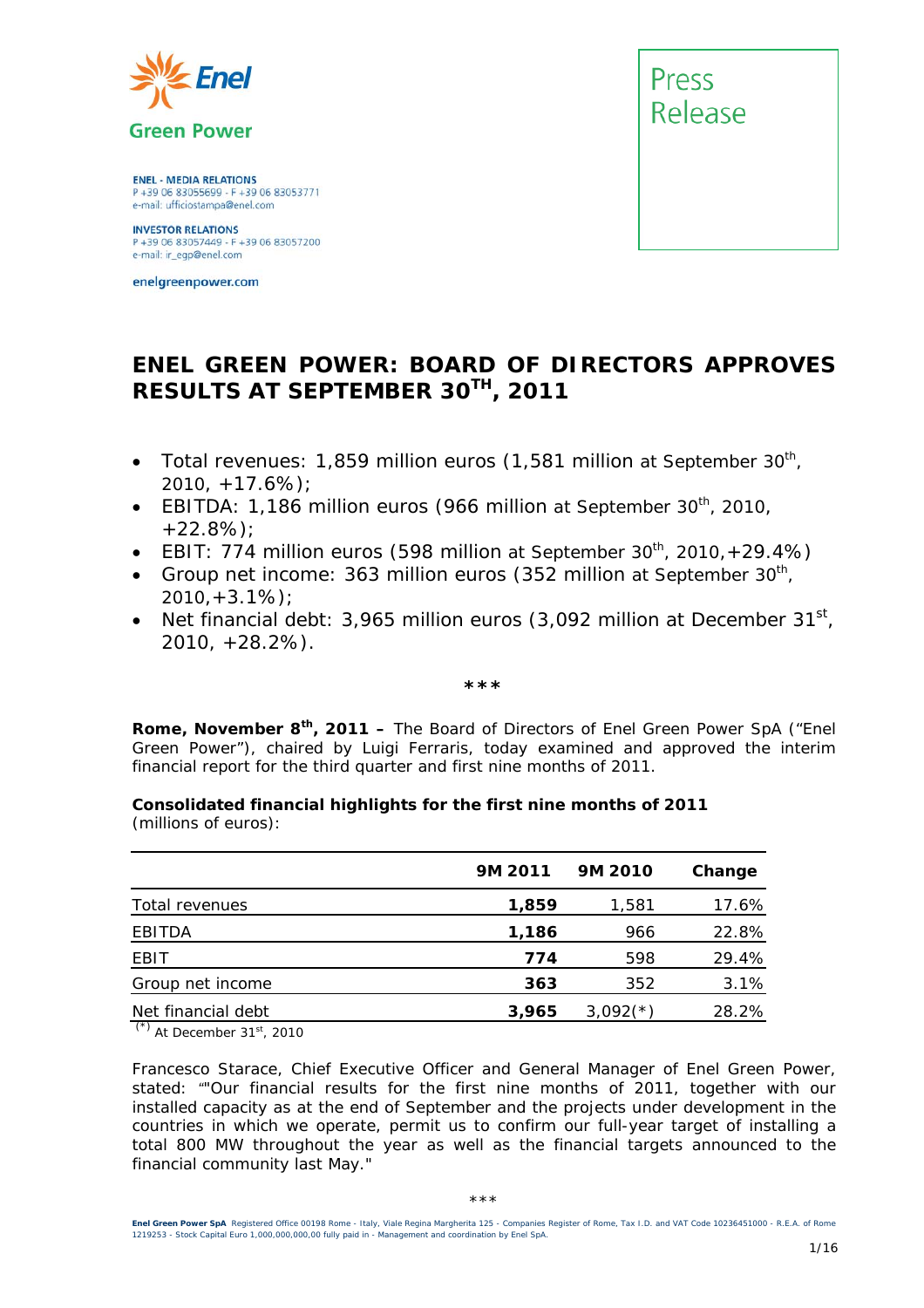Enel Green Power

**ENEL - MEDIA RELATIONS**
P +39 06 83055699 - F +39 06 83053771
e-mail: ufficiostampa@enel.com

**INVESTOR RELATIONS**
P +39 06 83057449 - F +39 06 83057200
e-mail: ir_egp@enel.com

enelgreenpower.com

Press Release

# ENEL GREEN POWER: BOARD OF DIRECTORS APPROVES RESULTS AT SEPTEMBER 30[TH], 2011

- Total revenues: 1,859 million euros (1,581 million at September 30[th], 2010, +17.6%);
- EBITDA: 1,186 million euros (966 million at September 30[th], 2010, +22.8%);
- EBIT: 774 million euros (598 million at September 30[th], 2010,+29.4%)
- Group net income: 363 million euros (352 million at September 30[th], 2010,+3.1%);
- Net financial debt: 3,965 million euros (3,092 million at December 31[st], 2010, +28.2%).

\*\*\*

**Rome, November 8[th], 2011 –** The Board of Directors of Enel Green Power SpA ("Enel Green Power"), chaired by Luigi Ferraris, today examined and approved the interim financial report for the third quarter and first nine months of 2011.

**Consolidated financial highlights for the first nine months of 2011**
(millions of euros):

| | 9M 2011 | 9M 2010 | Change |
|---|---|---|---|
| Total revenues | **1,859** | 1,581 | 17.6% |
| EBITDA | **1,186** | 966 | 22.8% |
| EBIT | **774** | 598 | 29.4% |
| Group net income | **363** | 352 | 3.1% |
| Net financial debt | **3,965** | 3,092(*) | 28.2% |

(*) At December 31[st], 2010

Francesco Starace, Chief Executive Officer and General Manager of Enel Green Power, stated: ""Our financial results for the first nine months of 2011, together with our installed capacity as at the end of September and the projects under development in the countries in which we operate, permit us to confirm our full-year target of installing a total 800 MW throughout the year as well as the financial targets announced to the financial community last May."

\*\*\*

**Enel Green Power SpA** Registered Office 00198 Rome - Italy, Viale Regina Margherita 125 - Companies Register of Rome, Tax I.D. and VAT Code 10236451000 - R.E.A. of Rome 1219253 - Stock Capital Euro 1,000,000,000,00 fully paid in - Management and coordination by Enel SpA.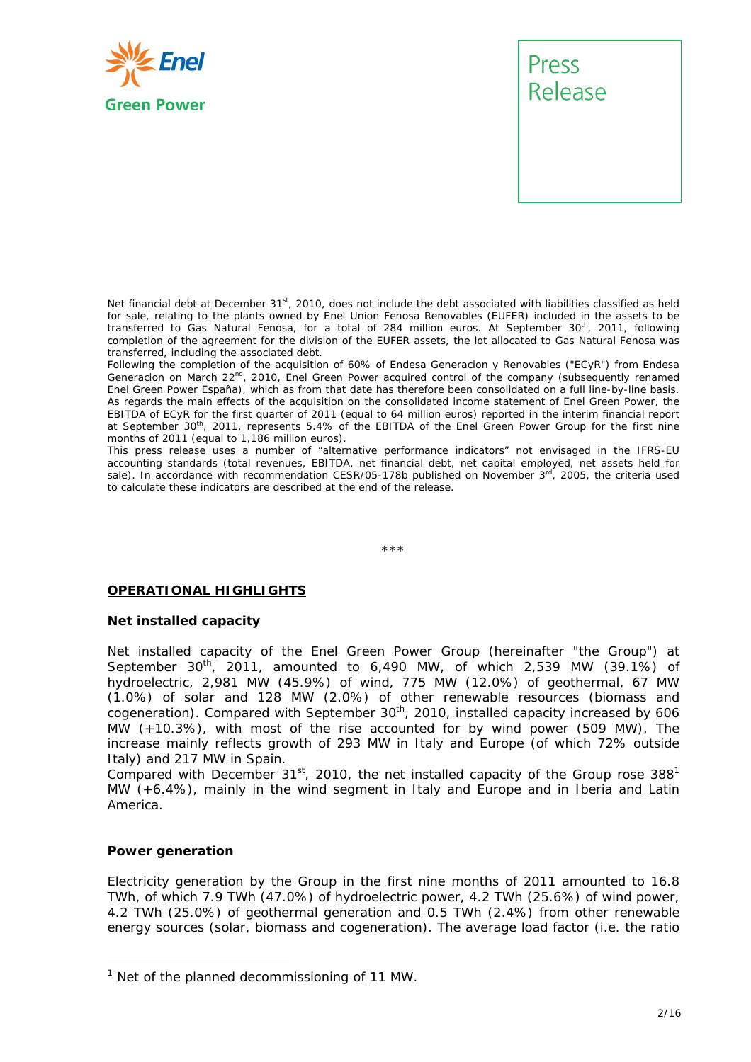Net financial debt at December 31st, 2010, does not include the debt associated with liabilities classified as held for sale, relating to the plants owned by Enel Union Fenosa Renovables (EUFER) included in the assets to be transferred to Gas Natural Fenosa, for a total of 284 million euros. At September 30th, 2011, following completion of the agreement for the division of the EUFER assets, the lot allocated to Gas Natural Fenosa was transferred, including the associated debt.

Following the completion of the acquisition of 60% of Endesa Generacion y Renovables ("ECyR") from Endesa Generacion on March 22nd, 2010, Enel Green Power acquired control of the company (subsequently renamed Enel Green Power España), which as from that date has therefore been consolidated on a full line-by-line basis. As regards the main effects of the acquisition on the consolidated income statement of Enel Green Power, the EBITDA of ECyR for the first quarter of 2011 (equal to 64 million euros) reported in the interim financial report at September 30th, 2011, represents 5.4% of the EBITDA of the Enel Green Power Group for the first nine months of 2011 (equal to 1,186 million euros).

This press release uses a number of "alternative performance indicators" not envisaged in the IFRS-EU accounting standards (total revenues, EBITDA, net financial debt, net capital employed, net assets held for sale). In accordance with recommendation CESR/05-178b published on November 3rd, 2005, the criteria used to calculate these indicators are described at the end of the release.

\*\*\*

## OPERATIONAL HIGHLIGHTS

### Net installed capacity

Net installed capacity of the Enel Green Power Group (hereinafter "the Group") at September 30th, 2011, amounted to 6,490 MW, of which 2,539 MW (39.1%) of hydroelectric, 2,981 MW (45.9%) of wind, 775 MW (12.0%) of geothermal, 67 MW (1.0%) of solar and 128 MW (2.0%) of other renewable resources (biomass and cogeneration). Compared with September 30th, 2010, installed capacity increased by 606 MW (+10.3%), with most of the rise accounted for by wind power (509 MW). The increase mainly reflects growth of 293 MW in Italy and Europe (of which 72% outside Italy) and 217 MW in Spain.

Compared with December 31st, 2010, the net installed capacity of the Group rose 388[1] MW (+6.4%), mainly in the wind segment in Italy and Europe and in Iberia and Latin America.

### Power generation

Electricity generation by the Group in the first nine months of 2011 amounted to 16.8 TWh, of which 7.9 TWh (47.0%) of hydroelectric power, 4.2 TWh (25.6%) of wind power, 4.2 TWh (25.0%) of geothermal generation and 0.5 TWh (2.4%) from other renewable energy sources (solar, biomass and cogeneration). The average load factor (i.e. the ratio

[1] Net of the planned decommissioning of 11 MW.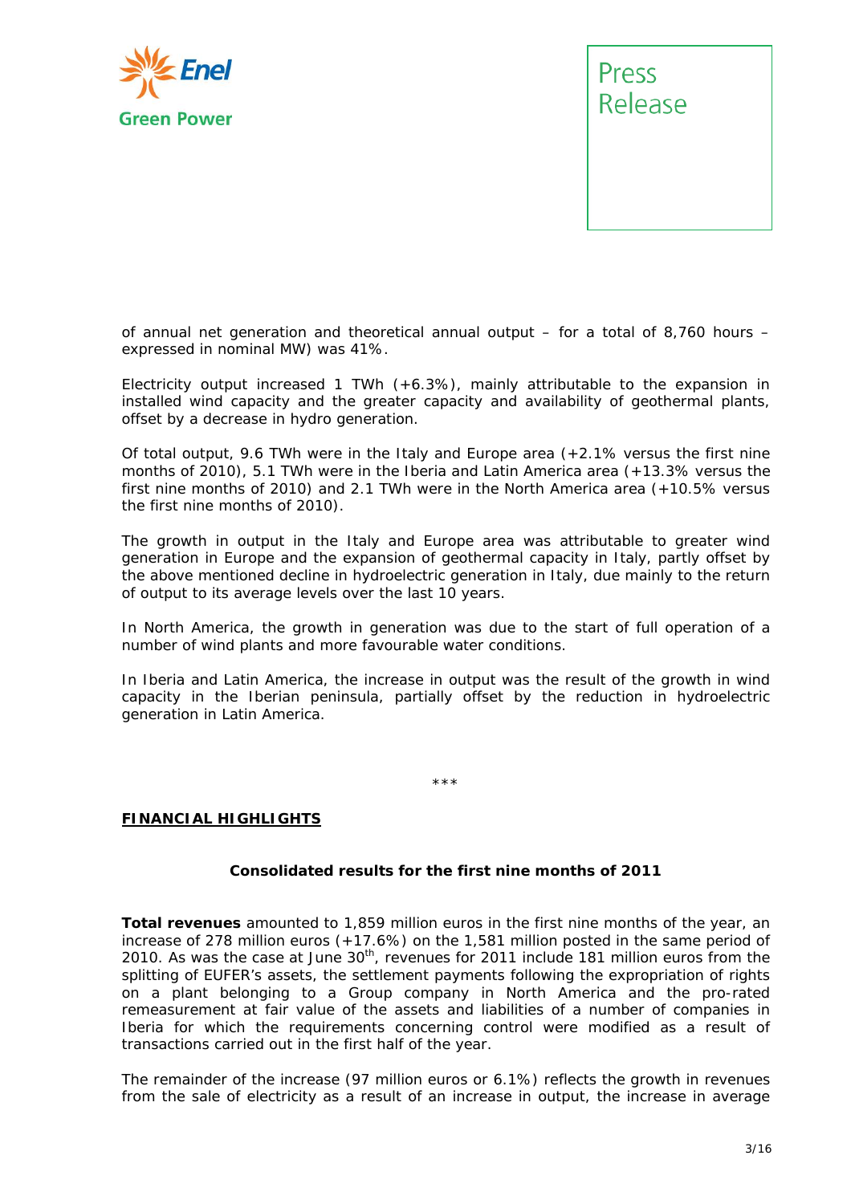of annual net generation and theoretical annual output – for a total of 8,760 hours – expressed in nominal MW) was 41%.

Electricity output increased 1 TWh (+6.3%), mainly attributable to the expansion in installed wind capacity and the greater capacity and availability of geothermal plants, offset by a decrease in hydro generation.

Of total output, 9.6 TWh were in the Italy and Europe area (+2.1% versus the first nine months of 2010), 5.1 TWh were in the Iberia and Latin America area (+13.3% versus the first nine months of 2010) and 2.1 TWh were in the North America area (+10.5% versus the first nine months of 2010).

The growth in output in the Italy and Europe area was attributable to greater wind generation in Europe and the expansion of geothermal capacity in Italy, partly offset by the above mentioned decline in hydroelectric generation in Italy, due mainly to the return of output to its average levels over the last 10 years.

In North America, the growth in generation was due to the start of full operation of a number of wind plants and more favourable water conditions.

In Iberia and Latin America, the increase in output was the result of the growth in wind capacity in the Iberian peninsula, partially offset by the reduction in hydroelectric generation in Latin America.

***

## FINANCIAL HIGHLIGHTS

### Consolidated results for the first nine months of 2011

**Total revenues** amounted to 1,859 million euros in the first nine months of the year, an increase of 278 million euros (+17.6%) on the 1,581 million posted in the same period of 2010. As was the case at June 30th, revenues for 2011 include 181 million euros from the splitting of EUFER's assets, the settlement payments following the expropriation of rights on a plant belonging to a Group company in North America and the pro-rated remeasurement at fair value of the assets and liabilities of a number of companies in Iberia for which the requirements concerning control were modified as a result of transactions carried out in the first half of the year.

The remainder of the increase (97 million euros or 6.1%) reflects the growth in revenues from the sale of electricity as a result of an increase in output, the increase in average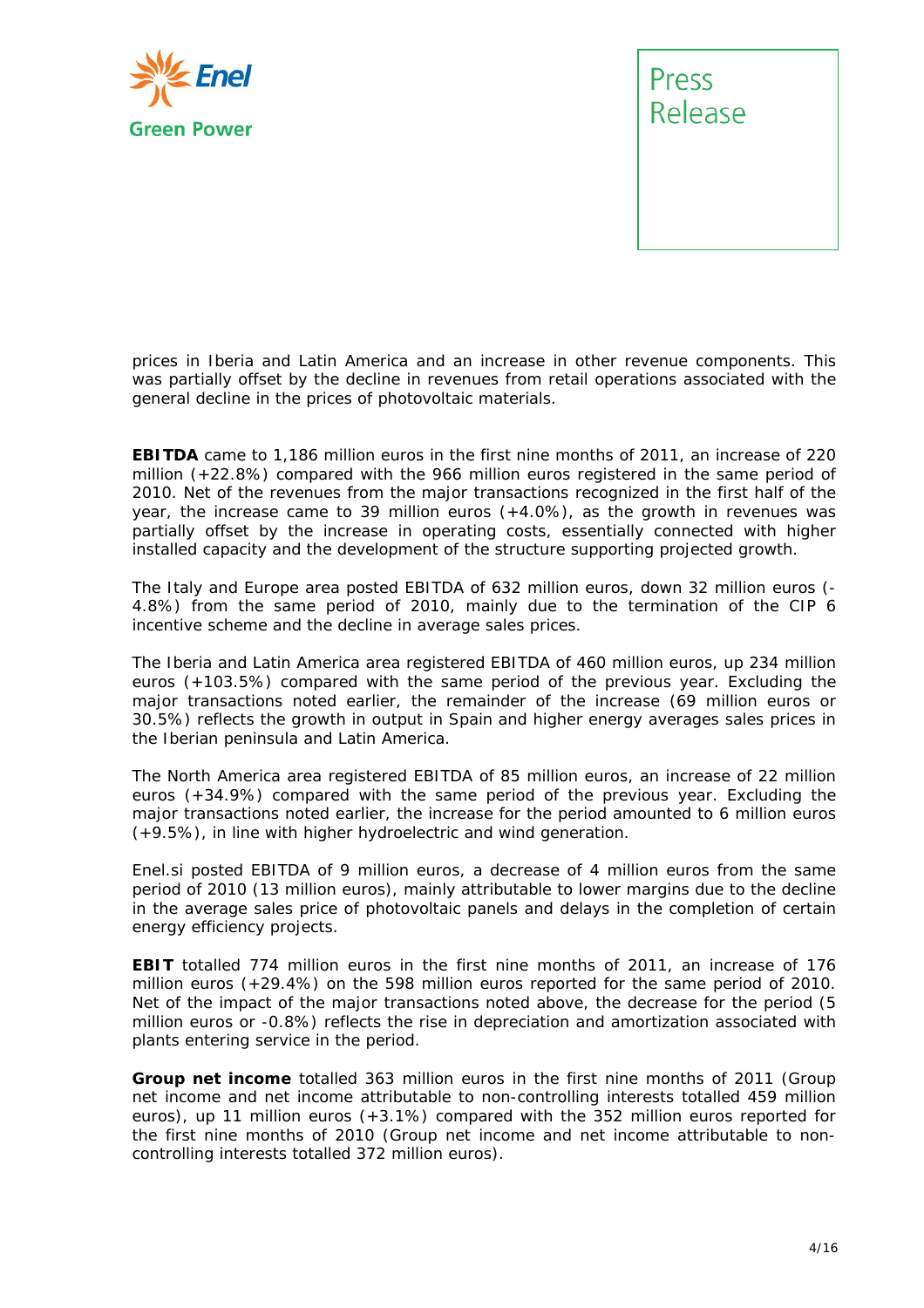prices in Iberia and Latin America and an increase in other revenue components. This was partially offset by the decline in revenues from retail operations associated with the general decline in the prices of photovoltaic materials.

**EBITDA** came to 1,186 million euros in the first nine months of 2011, an increase of 220 million (+22.8%) compared with the 966 million euros registered in the same period of 2010. Net of the revenues from the major transactions recognized in the first half of the year, the increase came to 39 million euros (+4.0%), as the growth in revenues was partially offset by the increase in operating costs, essentially connected with higher installed capacity and the development of the structure supporting projected growth.

The Italy and Europe area posted EBITDA of 632 million euros, down 32 million euros (-4.8%) from the same period of 2010, mainly due to the termination of the CIP 6 incentive scheme and the decline in average sales prices.

The Iberia and Latin America area registered EBITDA of 460 million euros, up 234 million euros (+103.5%) compared with the same period of the previous year. Excluding the major transactions noted earlier, the remainder of the increase (69 million euros or 30.5%) reflects the growth in output in Spain and higher energy averages sales prices in the Iberian peninsula and Latin America.

The North America area registered EBITDA of 85 million euros, an increase of 22 million euros (+34.9%) compared with the same period of the previous year. Excluding the major transactions noted earlier, the increase for the period amounted to 6 million euros (+9.5%), in line with higher hydroelectric and wind generation.

Enel.si posted EBITDA of 9 million euros, a decrease of 4 million euros from the same period of 2010 (13 million euros), mainly attributable to lower margins due to the decline in the average sales price of photovoltaic panels and delays in the completion of certain energy efficiency projects.

**EBIT** totalled 774 million euros in the first nine months of 2011, an increase of 176 million euros (+29.4%) on the 598 million euros reported for the same period of 2010. Net of the impact of the major transactions noted above, the decrease for the period (5 million euros or -0.8%) reflects the rise in depreciation and amortization associated with plants entering service in the period.

**Group net income** totalled 363 million euros in the first nine months of 2011 (Group net income and net income attributable to non-controlling interests totalled 459 million euros), up 11 million euros (+3.1%) compared with the 352 million euros reported for the first nine months of 2010 (Group net income and net income attributable to non-controlling interests totalled 372 million euros).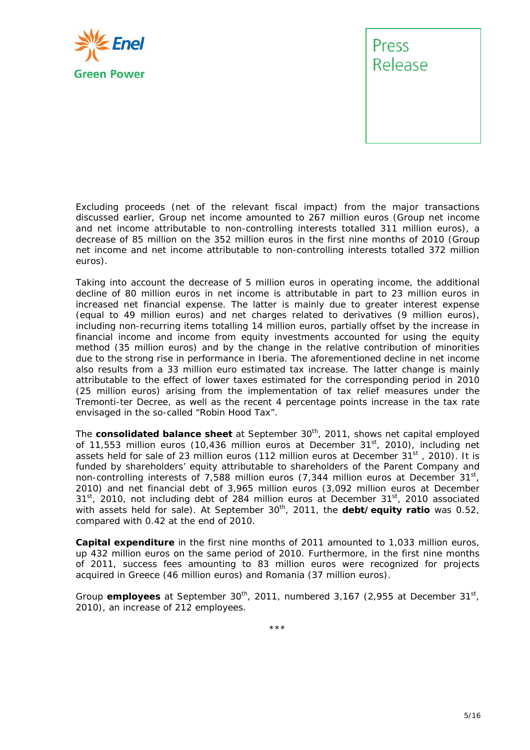Excluding proceeds (net of the relevant fiscal impact) from the major transactions discussed earlier, Group net income amounted to 267 million euros (Group net income and net income attributable to non-controlling interests totalled 311 million euros), a decrease of 85 million on the 352 million euros in the first nine months of 2010 (Group net income and net income attributable to non-controlling interests totalled 372 million euros).

Taking into account the decrease of 5 million euros in operating income, the additional decline of 80 million euros in net income is attributable in part to 23 million euros in increased net financial expense. The latter is mainly due to greater interest expense (equal to 49 million euros) and net charges related to derivatives (9 million euros), including non-recurring items totalling 14 million euros, partially offset by the increase in financial income and income from equity investments accounted for using the equity method (35 million euros) and by the change in the relative contribution of minorities due to the strong rise in performance in Iberia. The aforementioned decline in net income also results from a 33 million euro estimated tax increase. The latter change is mainly attributable to the effect of lower taxes estimated for the corresponding period in 2010 (25 million euros) arising from the implementation of tax relief measures under the Tremonti-ter Decree, as well as the recent 4 percentage points increase in the tax rate envisaged in the so-called "Robin Hood Tax".

The **consolidated balance sheet** at September 30th, 2011, shows net capital employed of 11,553 million euros (10,436 million euros at December 31st, 2010), including net assets held for sale of 23 million euros (112 million euros at December 31st, 2010). It is funded by shareholders' equity attributable to shareholders of the Parent Company and non-controlling interests of 7,588 million euros (7,344 million euros at December 31st, 2010) and net financial debt of 3,965 million euros (3,092 million euros at December 31st, 2010, not including debt of 284 million euros at December 31st, 2010 associated with assets held for sale). At September 30th, 2011, the **debt/equity ratio** was 0.52, compared with 0.42 at the end of 2010.

**Capital expenditure** in the first nine months of 2011 amounted to 1,033 million euros, up 432 million euros on the same period of 2010. Furthermore, in the first nine months of 2011, success fees amounting to 83 million euros were recognized for projects acquired in Greece (46 million euros) and Romania (37 million euros).

Group **employees** at September 30th, 2011, numbered 3,167 (2,955 at December 31st, 2010), an increase of 212 employees.

***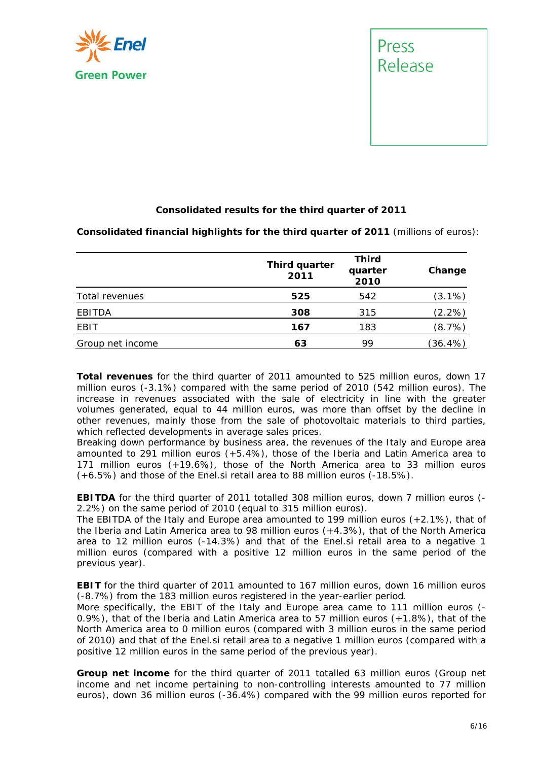### Consolidated results for the third quarter of 2011

**Consolidated financial highlights for the third quarter of 2011** (millions of euros):

| | Third quarter 2011 | Third quarter 2010 | Change |
|---|---|---|---|
| Total revenues | **525** | 542 | (3.1%) |
| EBITDA | **308** | 315 | (2.2%) |
| EBIT | **167** | 183 | (8.7%) |
| Group net income | **63** | 99 | (36.4%) |

**Total revenues** for the third quarter of 2011 amounted to 525 million euros, down 17 million euros (-3.1%) compared with the same period of 2010 (542 million euros). The increase in revenues associated with the sale of electricity in line with the greater volumes generated, equal to 44 million euros, was more than offset by the decline in other revenues, mainly those from the sale of photovoltaic materials to third parties, which reflected developments in average sales prices.
Breaking down performance by business area, the revenues of the Italy and Europe area amounted to 291 million euros (+5.4%), those of the Iberia and Latin America area to 171 million euros (+19.6%), those of the North America area to 33 million euros (+6.5%) and those of the Enel.si retail area to 88 million euros (-18.5%).

**EBITDA** for the third quarter of 2011 totalled 308 million euros, down 7 million euros (-2.2%) on the same period of 2010 (equal to 315 million euros).
The EBITDA of the Italy and Europe area amounted to 199 million euros (+2.1%), that of the Iberia and Latin America area to 98 million euros (+4.3%), that of the North America area to 12 million euros (-14.3%) and that of the Enel.si retail area to a negative 1 million euros (compared with a positive 12 million euros in the same period of the previous year).

**EBIT** for the third quarter of 2011 amounted to 167 million euros, down 16 million euros (-8.7%) from the 183 million euros registered in the year-earlier period.
More specifically, the EBIT of the Italy and Europe area came to 111 million euros (-0.9%), that of the Iberia and Latin America area to 57 million euros (+1.8%), that of the North America area to 0 million euros (compared with 3 million euros in the same period of 2010) and that of the Enel.si retail area to a negative 1 million euros (compared with a positive 12 million euros in the same period of the previous year).

**Group net income** for the third quarter of 2011 totalled 63 million euros (Group net income and net income pertaining to non-controlling interests amounted to 77 million euros), down 36 million euros (-36.4%) compared with the 99 million euros reported for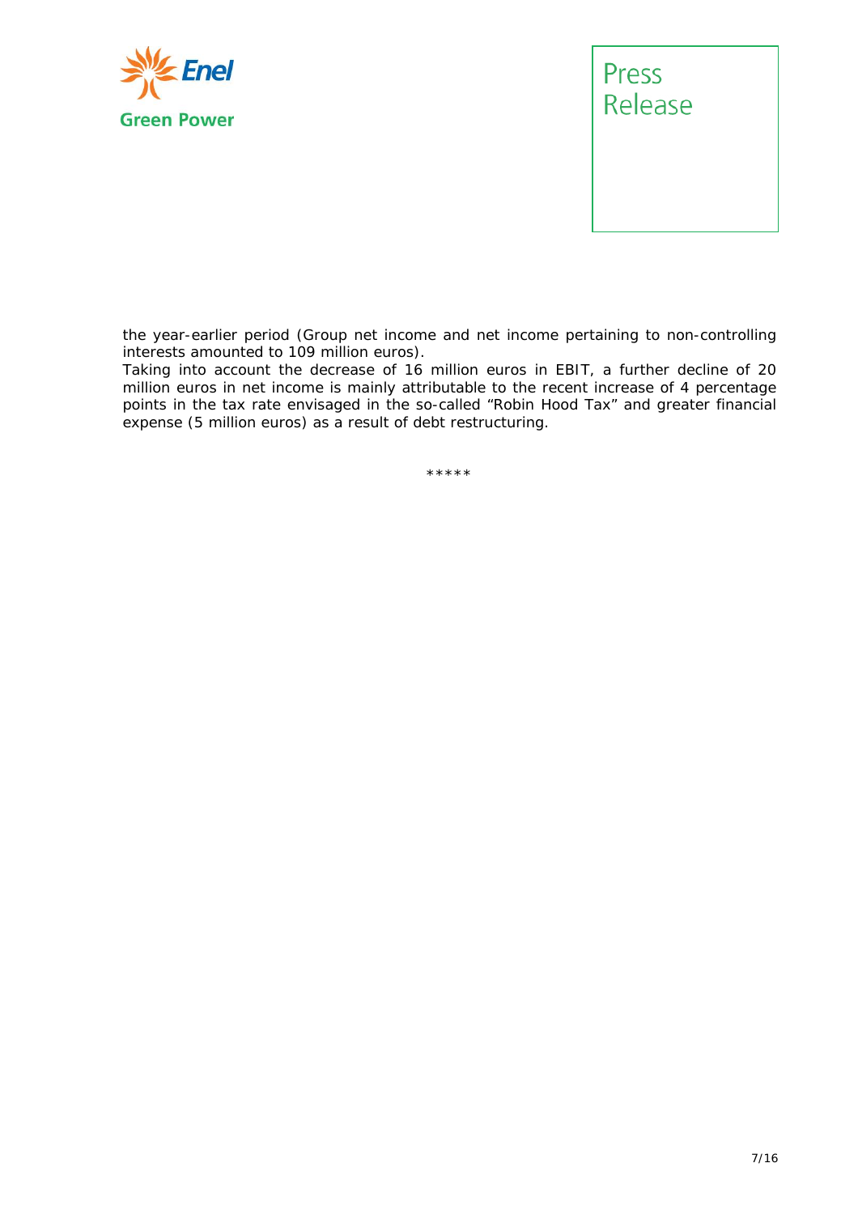the year-earlier period (Group net income and net income pertaining to non-controlling interests amounted to 109 million euros).

Taking into account the decrease of 16 million euros in EBIT, a further decline of 20 million euros in net income is mainly attributable to the recent increase of 4 percentage points in the tax rate envisaged in the so-called "Robin Hood Tax" and greater financial expense (5 million euros) as a result of debt restructuring.

*****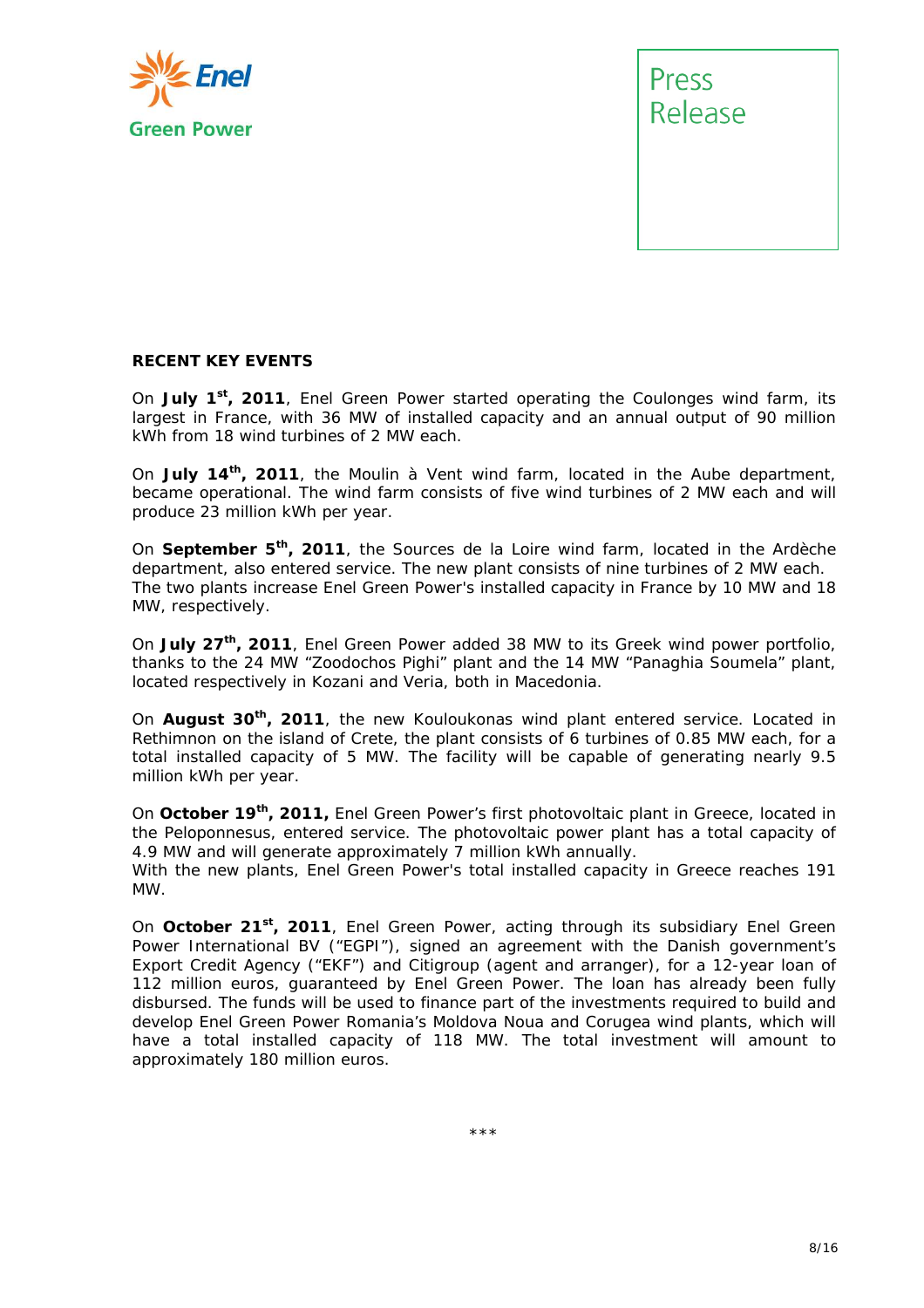Press Release

**RECENT KEY EVENTS**

On **July 1st, 2011**, Enel Green Power started operating the Coulonges wind farm, its largest in France, with 36 MW of installed capacity and an annual output of 90 million kWh from 18 wind turbines of 2 MW each.

On **July 14th, 2011**, the Moulin à Vent wind farm, located in the Aube department, became operational. The wind farm consists of five wind turbines of 2 MW each and will produce 23 million kWh per year.

On **September 5th, 2011**, the Sources de la Loire wind farm, located in the Ardèche department, also entered service. The new plant consists of nine turbines of 2 MW each. The two plants increase Enel Green Power's installed capacity in France by 10 MW and 18 MW, respectively.

On **July 27th, 2011**, Enel Green Power added 38 MW to its Greek wind power portfolio, thanks to the 24 MW "Zoodochos Pighi" plant and the 14 MW "Panaghia Soumela" plant, located respectively in Kozani and Veria, both in Macedonia.

On **August 30th, 2011**, the new Kouloukonas wind plant entered service. Located in Rethimnon on the island of Crete, the plant consists of 6 turbines of 0.85 MW each, for a total installed capacity of 5 MW. The facility will be capable of generating nearly 9.5 million kWh per year.

On **October 19th, 2011,** Enel Green Power's first photovoltaic plant in Greece, located in the Peloponnesus, entered service. The photovoltaic power plant has a total capacity of 4.9 MW and will generate approximately 7 million kWh annually.
With the new plants, Enel Green Power's total installed capacity in Greece reaches 191 MW.

On **October 21st, 2011**, Enel Green Power, acting through its subsidiary Enel Green Power International BV ("EGPI"), signed an agreement with the Danish government's Export Credit Agency ("EKF") and Citigroup (agent and arranger), for a 12-year loan of 112 million euros, guaranteed by Enel Green Power. The loan has already been fully disbursed. The funds will be used to finance part of the investments required to build and develop Enel Green Power Romania's Moldova Noua and Corugea wind plants, which will have a total installed capacity of 118 MW. The total investment will amount to approximately 180 million euros.

***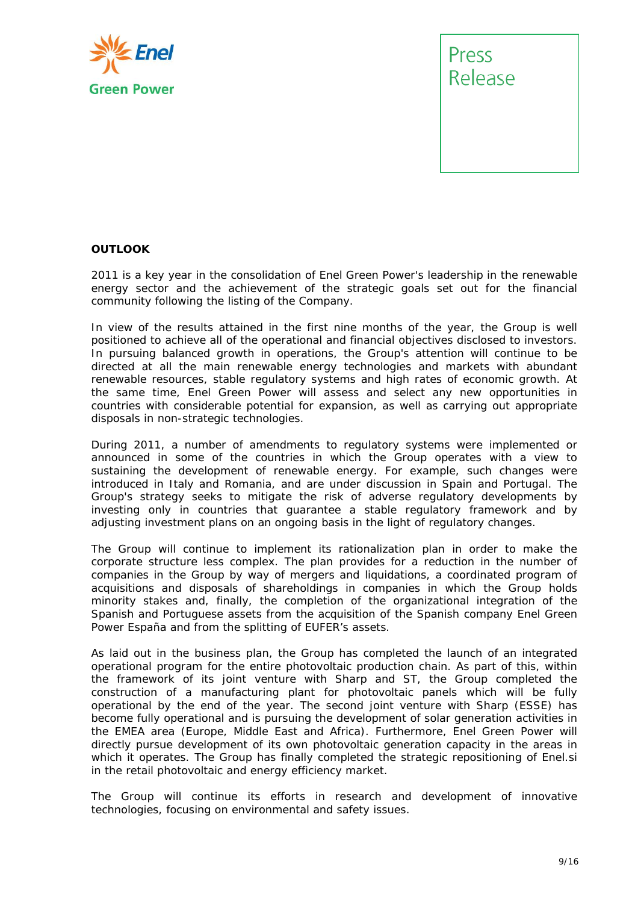**OUTLOOK**

2011 is a key year in the consolidation of Enel Green Power's leadership in the renewable energy sector and the achievement of the strategic goals set out for the financial community following the listing of the Company.

In view of the results attained in the first nine months of the year, the Group is well positioned to achieve all of the operational and financial objectives disclosed to investors. In pursuing balanced growth in operations, the Group's attention will continue to be directed at all the main renewable energy technologies and markets with abundant renewable resources, stable regulatory systems and high rates of economic growth. At the same time, Enel Green Power will assess and select any new opportunities in countries with considerable potential for expansion, as well as carrying out appropriate disposals in non-strategic technologies.

During 2011, a number of amendments to regulatory systems were implemented or announced in some of the countries in which the Group operates with a view to sustaining the development of renewable energy. For example, such changes were introduced in Italy and Romania, and are under discussion in Spain and Portugal. The Group's strategy seeks to mitigate the risk of adverse regulatory developments by investing only in countries that guarantee a stable regulatory framework and by adjusting investment plans on an ongoing basis in the light of regulatory changes.

The Group will continue to implement its rationalization plan in order to make the corporate structure less complex. The plan provides for a reduction in the number of companies in the Group by way of mergers and liquidations, a coordinated program of acquisitions and disposals of shareholdings in companies in which the Group holds minority stakes and, finally, the completion of the organizational integration of the Spanish and Portuguese assets from the acquisition of the Spanish company Enel Green Power España and from the splitting of EUFER's assets.

As laid out in the business plan, the Group has completed the launch of an integrated operational program for the entire photovoltaic production chain. As part of this, within the framework of its joint venture with Sharp and ST, the Group completed the construction of a manufacturing plant for photovoltaic panels which will be fully operational by the end of the year. The second joint venture with Sharp (ESSE) has become fully operational and is pursuing the development of solar generation activities in the EMEA area (Europe, Middle East and Africa). Furthermore, Enel Green Power will directly pursue development of its own photovoltaic generation capacity in the areas in which it operates. The Group has finally completed the strategic repositioning of Enel.si in the retail photovoltaic and energy efficiency market.

The Group will continue its efforts in research and development of innovative technologies, focusing on environmental and safety issues.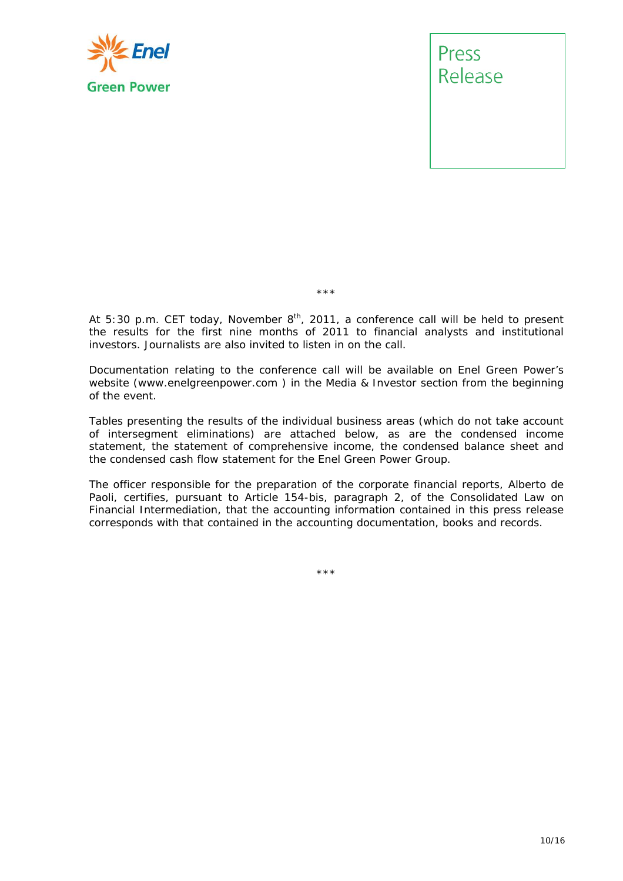\*\*\*

At 5:30 p.m. CET today, November 8th, 2011, a conference call will be held to present the results for the first nine months of 2011 to financial analysts and institutional investors. Journalists are also invited to listen in on the call.

Documentation relating to the conference call will be available on Enel Green Power's website (www.enelgreenpower.com ) in the Media & Investor section from the beginning of the event.

Tables presenting the results of the individual business areas (which do not take account of intersegment eliminations) are attached below, as are the condensed income statement, the statement of comprehensive income, the condensed balance sheet and the condensed cash flow statement for the Enel Green Power Group.

The officer responsible for the preparation of the corporate financial reports, Alberto de Paoli, certifies, pursuant to Article 154-bis, paragraph 2, of the Consolidated Law on Financial Intermediation, that the accounting information contained in this press release corresponds with that contained in the accounting documentation, books and records.

\*\*\*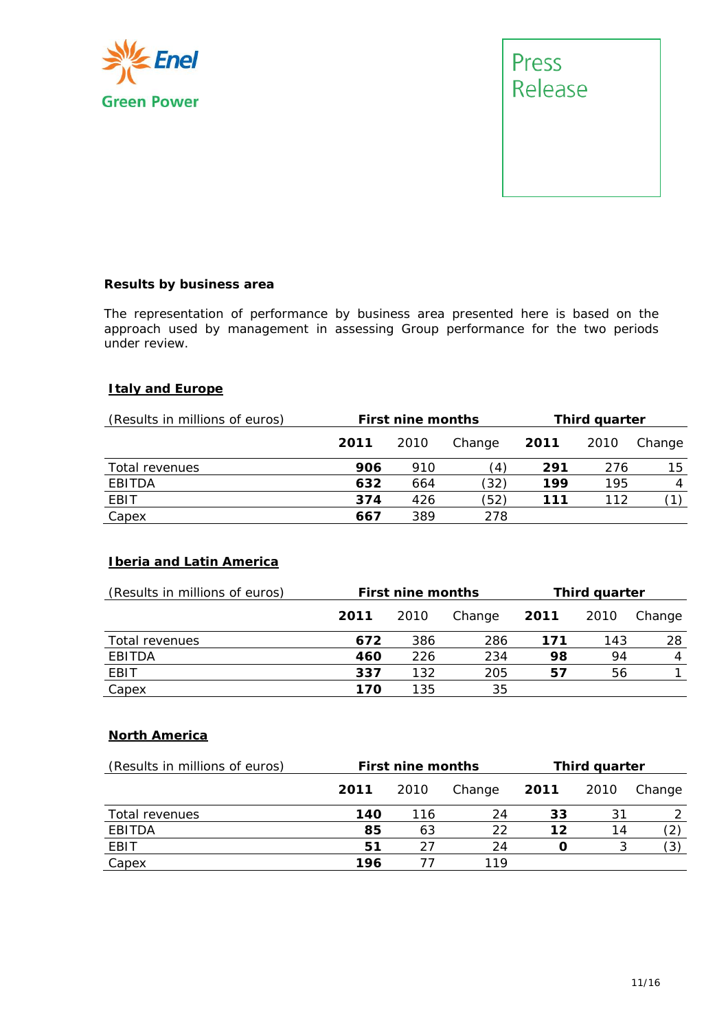### Results by business area

The representation of performance by business area presented here is based on the approach used by management in assessing Group performance for the two periods under review.

#### Italy and Europe

| (Results in millions of euros) | First nine months | | | Third quarter | | |
|---|---|---|---|---|---|---|
| | **2011** | 2010 | Change | **2011** | 2010 | Change |
| Total revenues | **906** | 910 | (4) | **291** | 276 | 15 |
| EBITDA | **632** | 664 | (32) | **199** | 195 | 4 |
| EBIT | **374** | 426 | (52) | **111** | 112 | (1) |
| Capex | **667** | 389 | 278 | | | |

#### Iberia and Latin America

| (Results in millions of euros) | First nine months | | | Third quarter | | |
|---|---|---|---|---|---|---|
| | **2011** | 2010 | Change | **2011** | 2010 | Change |
| Total revenues | **672** | 386 | 286 | **171** | 143 | 28 |
| EBITDA | **460** | 226 | 234 | **98** | 94 | 4 |
| EBIT | **337** | 132 | 205 | **57** | 56 | 1 |
| Capex | **170** | 135 | 35 | | | |

#### North America

| (Results in millions of euros) | First nine months | | | Third quarter | | |
|---|---|---|---|---|---|---|
| | **2011** | 2010 | Change | **2011** | 2010 | Change |
| Total revenues | **140** | 116 | 24 | **33** | 31 | 2 |
| EBITDA | **85** | 63 | 22 | **12** | 14 | (2) |
| EBIT | **51** | 27 | 24 | **0** | 3 | (3) |
| Capex | **196** | 77 | 119 | | | |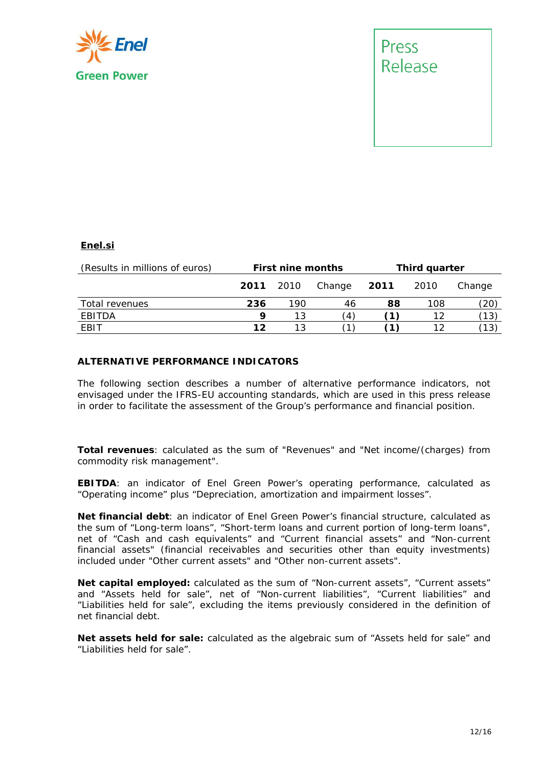**Enel.si**

| (Results in millions of euros) | First nine months | | | Third quarter | | |
|---|---|---|---|---|---|---|
| | **2011** | 2010 | Change | **2011** | 2010 | Change |
| Total revenues | **236** | 190 | 46 | **88** | 108 | (20) |
| EBITDA | **9** | 13 | (4) | **(1)** | 12 | (13) |
| EBIT | **12** | 13 | (1) | **(1)** | 12 | (13) |

**ALTERNATIVE PERFORMANCE INDICATORS**

The following section describes a number of alternative performance indicators, not envisaged under the IFRS-EU accounting standards, which are used in this press release in order to facilitate the assessment of the Group's performance and financial position.

**Total revenues**: calculated as the sum of "Revenues" and "Net income/(charges) from commodity risk management".

**EBITDA**: an indicator of Enel Green Power's operating performance, calculated as "Operating income" plus "Depreciation, amortization and impairment losses".

**Net financial debt**: an indicator of Enel Green Power's financial structure, calculated as the sum of "Long-term loans", "Short-term loans and current portion of long-term loans", net of "Cash and cash equivalents" and "Current financial assets" and "Non-current financial assets" (financial receivables and securities other than equity investments) included under "Other current assets" and "Other non-current assets".

**Net capital employed:** calculated as the sum of "Non-current assets", "Current assets" and "Assets held for sale", net of "Non-current liabilities", "Current liabilities" and "Liabilities held for sale", excluding the items previously considered in the definition of net financial debt.

**Net assets held for sale:** calculated as the algebraic sum of "Assets held for sale" and "Liabilities held for sale".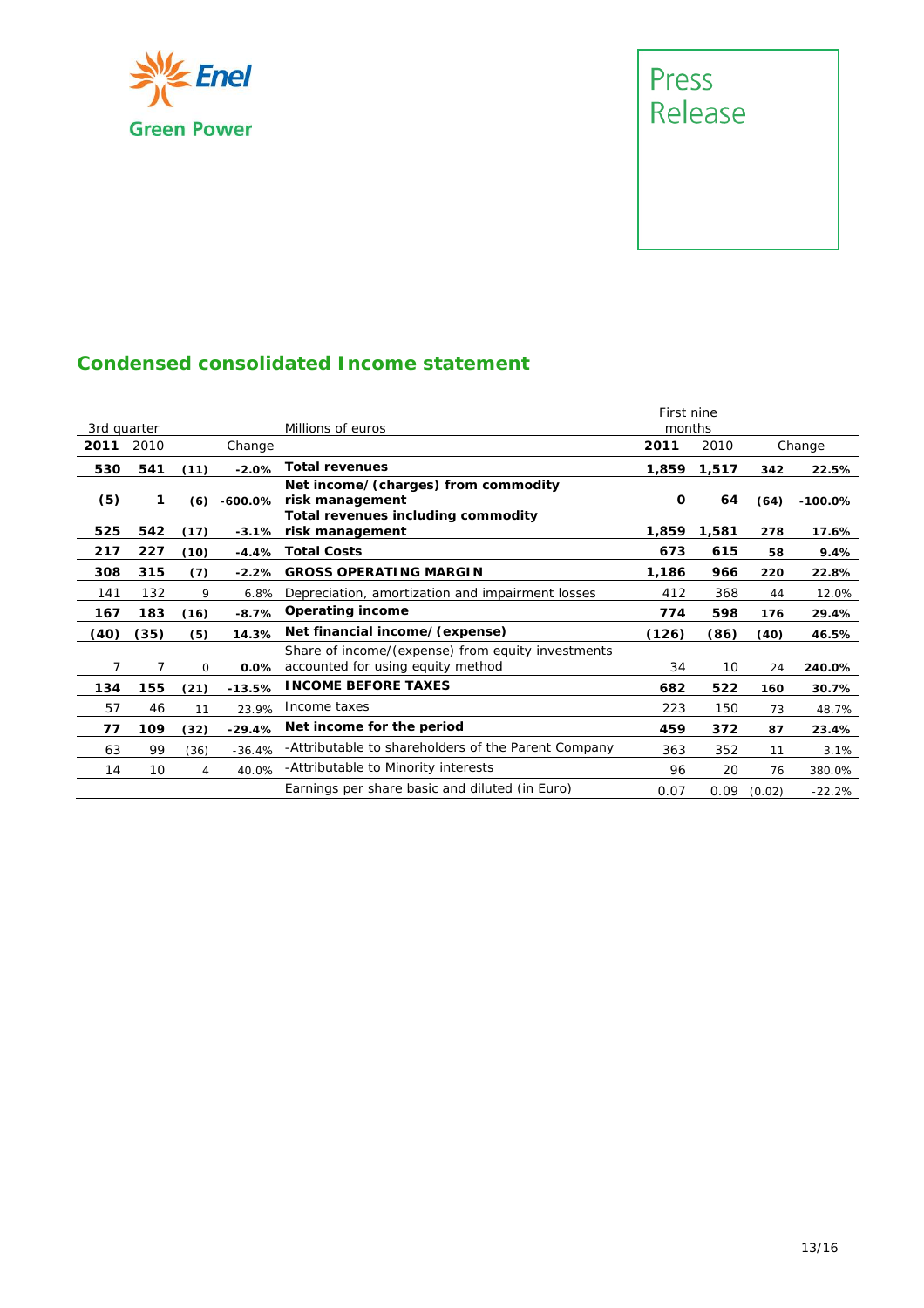Press Release

## Condensed consolidated Income statement

| 3rd quarter | | | | Millions of euros | First nine months | | | |
|---|---|---|---|---|---|---|---|---|
| **2011** | 2010 | | Change | | **2011** | 2010 | | Change |
| **530** | **541** | **(11)** | **-2.0%** | **Total revenues** | **1,859** | **1,517** | **342** | **22.5%** |
| **(5)** | **1** | **(6)** | **-600.0%** | **Net income/(charges) from commodity risk management** | **0** | **64** | **(64)** | **-100.0%** |
| **525** | **542** | **(17)** | **-3.1%** | **Total revenues including commodity risk management** | **1,859** | **1,581** | **278** | **17.6%** |
| **217** | **227** | **(10)** | **-4.4%** | **Total Costs** | **673** | **615** | **58** | **9.4%** |
| **308** | **315** | **(7)** | **-2.2%** | **GROSS OPERATING MARGIN** | **1,186** | **966** | **220** | **22.8%** |
| 141 | 132 | 9 | 6.8% | Depreciation, amortization and impairment losses | 412 | 368 | 44 | 12.0% |
| **167** | **183** | **(16)** | **-8.7%** | **Operating income** | **774** | **598** | **176** | **29.4%** |
| **(40)** | **(35)** | **(5)** | **14.3%** | **Net financial income/(expense)** | **(126)** | **(86)** | **(40)** | **46.5%** |
| 7 | 7 | 0 | **0.0%** | Share of income/(expense) from equity investments accounted for using equity method | 34 | 10 | 24 | **240.0%** |
| **134** | **155** | **(21)** | **-13.5%** | **INCOME BEFORE TAXES** | **682** | **522** | **160** | **30.7%** |
| 57 | 46 | 11 | 23.9% | Income taxes | 223 | 150 | 73 | 48.7% |
| **77** | **109** | **(32)** | **-29.4%** | **Net income for the period** | **459** | **372** | **87** | **23.4%** |
| 63 | 99 | (36) | -36.4% | -Attributable to shareholders of the Parent Company | 363 | 352 | 11 | 3.1% |
| 14 | 10 | 4 | 40.0% | -Attributable to Minority interests | 96 | 20 | 76 | 380.0% |
| | | | | Earnings per share basic and diluted (in Euro) | 0.07 | 0.09 | (0.02) | -22.2% |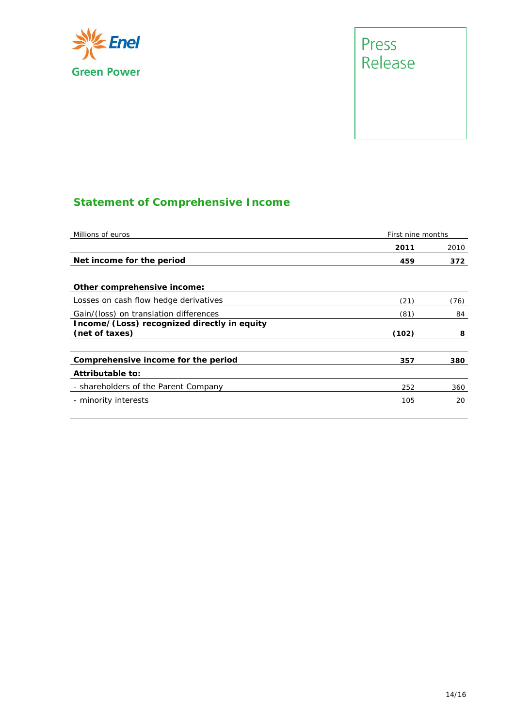## Statement of Comprehensive Income

| Millions of euros | First nine months | |
|---|---|---|
| | **2011** | 2010 |
| **Net income for the period** | **459** | **372** |
| | | |
| **Other comprehensive income:** | | |
| Losses on cash flow hedge derivatives | (21) | (76) |
| Gain/(loss) on translation differences | (81) | 84 |
| **Income/(Loss) recognized directly in equity (net of taxes)** | **(102)** | **8** |
| | | |
| **Comprehensive income for the period** | **357** | **380** |
| **Attributable to:** | | |
| - shareholders of the Parent Company | 252 | 360 |
| - minority interests | 105 | 20 |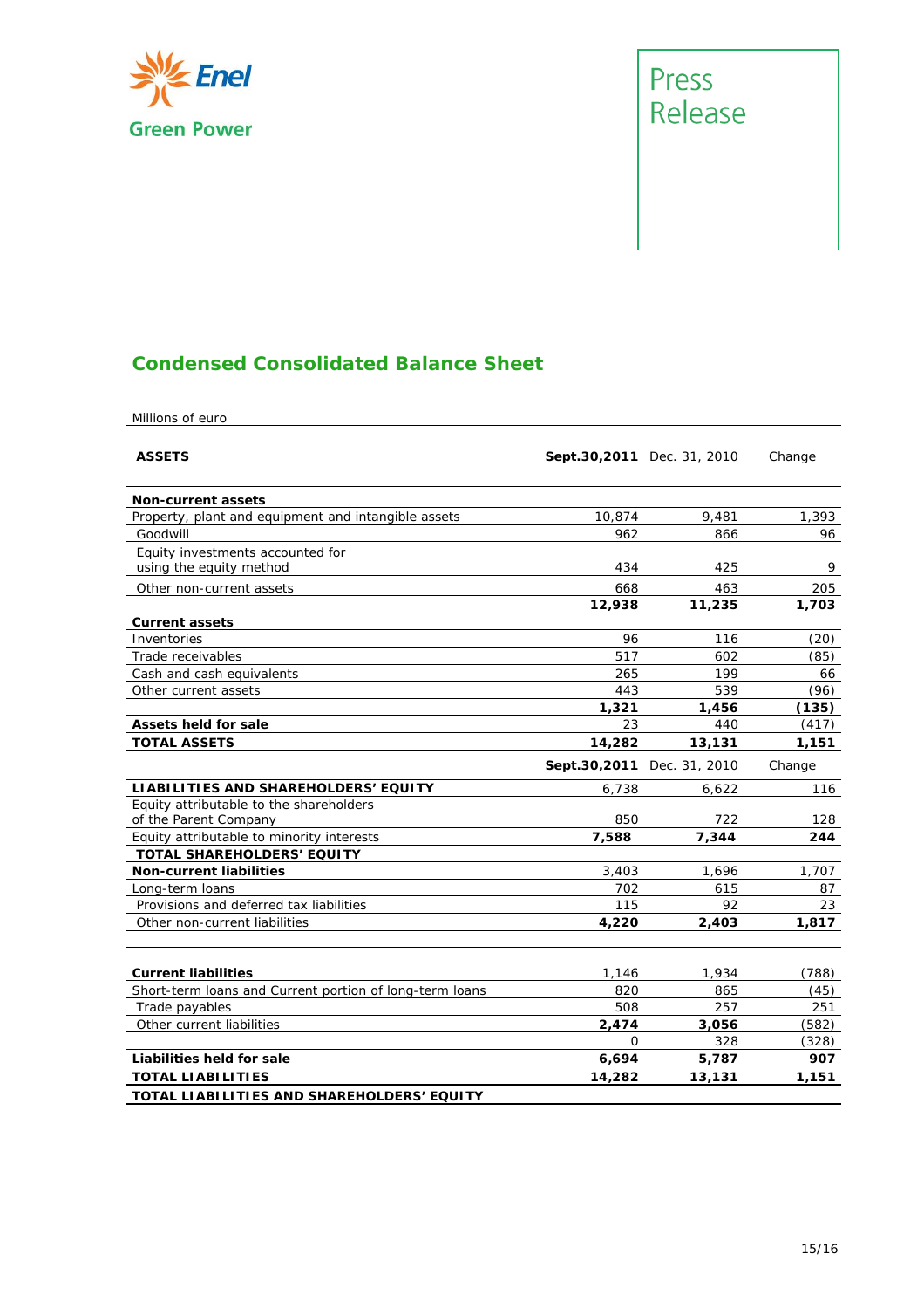## Condensed Consolidated Balance Sheet

Millions of euro

| ASSETS | Sept.30,2011 | Dec. 31, 2010 | Change |
|---|---|---|---|
| **Non-current assets** | | | |
| Property, plant and equipment and intangible assets | 10,874 | 9,481 | 1,393 |
| Goodwill | 962 | 866 | 96 |
| Equity investments accounted for using the equity method | 434 | 425 | 9 |
| Other non-current assets | 668 | 463 | 205 |
| | **12,938** | **11,235** | **1,703** |
| **Current assets** | | | |
| Inventories | 96 | 116 | (20) |
| Trade receivables | 517 | 602 | (85) |
| Cash and cash equivalents | 265 | 199 | 66 |
| Other current assets | 443 | 539 | (96) |
| | **1,321** | **1,456** | **(135)** |
| **Assets held for sale** | 23 | 440 | (417) |
| **TOTAL ASSETS** | **14,282** | **13,131** | **1,151** |
| | **Sept.30,2011** | Dec. 31, 2010 | Change |
| **LIABILITIES AND SHAREHOLDERS' EQUITY** | 6,738 | 6,622 | 116 |
| Equity attributable to the shareholders of the Parent Company | 850 | 722 | 128 |
| Equity attributable to minority interests | **7,588** | **7,344** | **244** |
| **TOTAL SHAREHOLDERS' EQUITY** | | | |
| **Non-current liabilities** | 3,403 | 1,696 | 1,707 |
| Long-term loans | 702 | 615 | 87 |
| Provisions and deferred tax liabilities | 115 | 92 | 23 |
| Other non-current liabilities | **4,220** | **2,403** | **1,817** |
| | | | |
| **Current liabilities** | 1,146 | 1,934 | (788) |
| Short-term loans and Current portion of long-term loans | 820 | 865 | (45) |
| Trade payables | 508 | 257 | 251 |
| Other current liabilities | **2,474** | **3,056** | **(582)** |
| | 0 | 328 | (328) |
| **Liabilities held for sale** | **6,694** | **5,787** | **907** |
| **TOTAL LIABILITIES** | **14,282** | **13,131** | **1,151** |
| **TOTAL LIABILITIES AND SHAREHOLDERS' EQUITY** | | | |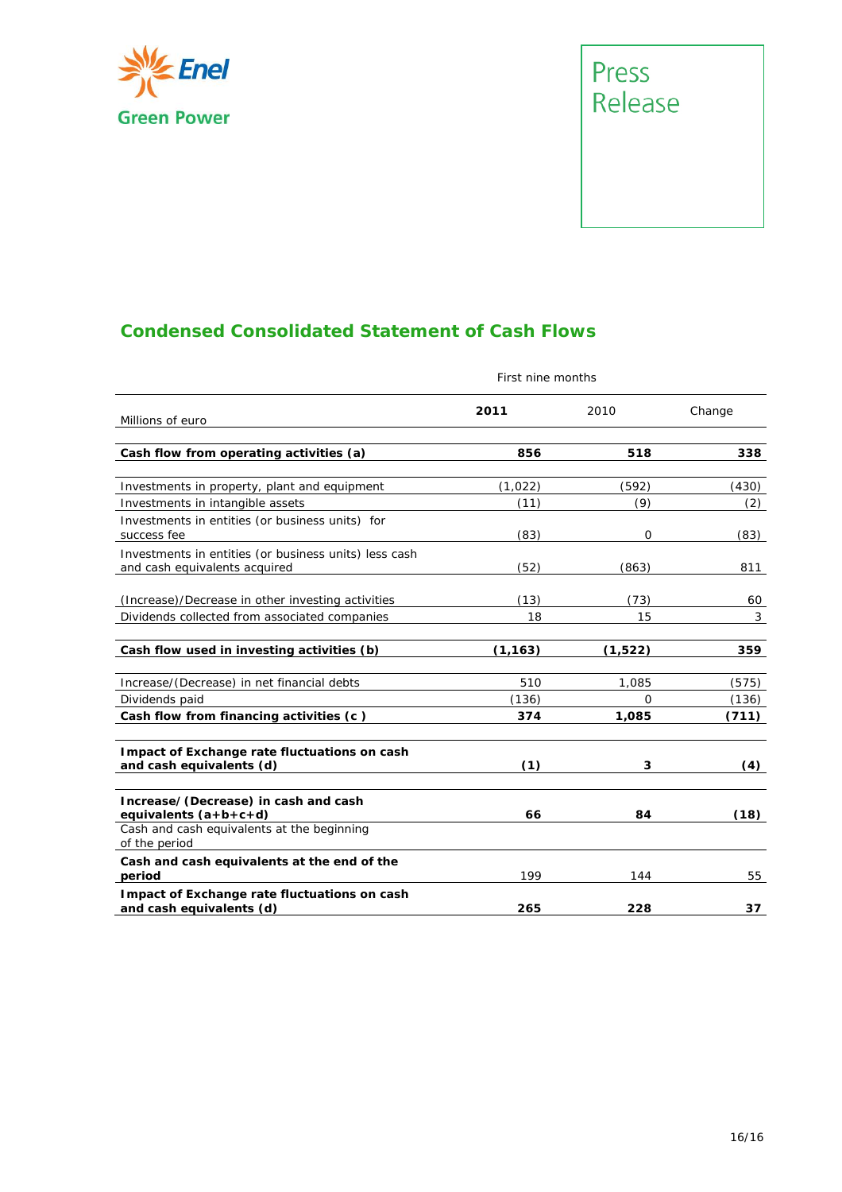Enel Green Power

Press Release

## Condensed Consolidated Statement of Cash Flows

| | First nine months | | |
|---|---|---|---|
| Millions of euro | **2011** | 2010 | Change |
| **Cash flow from operating activities (a)** | **856** | **518** | **338** |
| Investments in property, plant and equipment | (1,022) | (592) | (430) |
| Investments in intangible assets | (11) | (9) | (2) |
| Investments in entities (or business units) for success fee | (83) | 0 | (83) |
| Investments in entities (or business units) less cash and cash equivalents acquired | (52) | (863) | 811 |
| (Increase)/Decrease in other investing activities | (13) | (73) | 60 |
| Dividends collected from associated companies | 18 | 15 | 3 |
| **Cash flow used in investing activities (b)** | **(1,163)** | **(1,522)** | **359** |
| Increase/(Decrease) in net financial debts | 510 | 1,085 | (575) |
| Dividends paid | (136) | 0 | (136) |
| **Cash flow from financing activities (c )** | **374** | **1,085** | **(711)** |
| **Impact of Exchange rate fluctuations on cash and cash equivalents (d)** | **(1)** | **3** | **(4)** |
| **Increase/ (Decrease) in cash and cash equivalents (a+b+c+d)** | **66** | **84** | **(18)** |
| Cash and cash equivalents at the beginning of the period | | | |
| **Cash and cash equivalents at the end of the period** | 199 | 144 | 55 |
| **Impact of Exchange rate fluctuations on cash and cash equivalents (d)** | **265** | **228** | **37** |